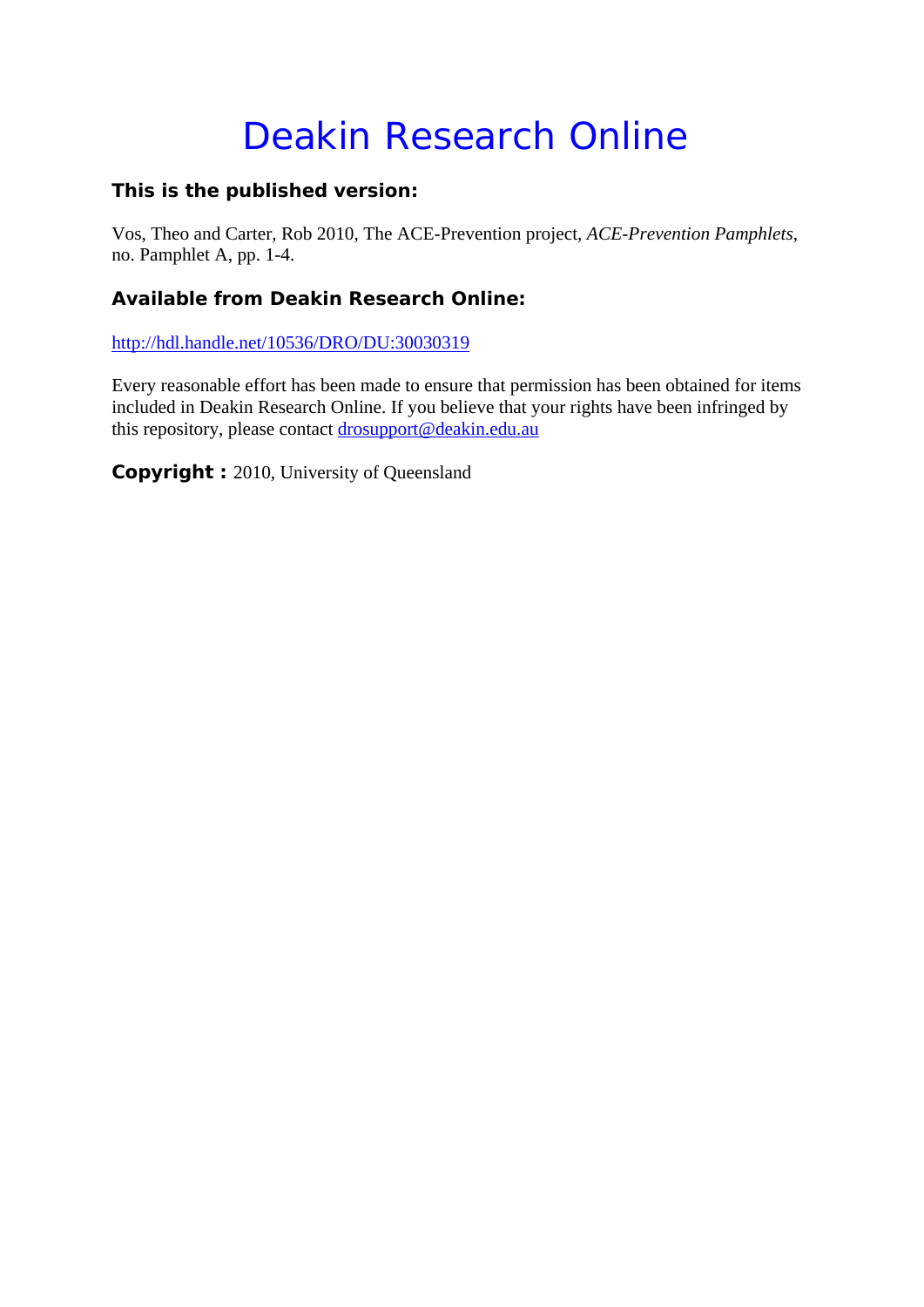# Deakin Research Online

### This is the published version:

Vos, Theo and Carter, Rob 2010, The ACE-Prevention project, *ACE-Prevention Pamphlets*, no. Pamphlet A, pp. 1-4.

### Available from Deakin Research Online:

http://hdl.handle.net/10536/DRO/DU:30030319

Every reasonable effort has been made to ensure that permission has been obtained for items included in Deakin Research Online. If you believe that your rights have been infringed by this repository, please contact drosupport@deakin.edu.au

**Copyright :** 2010, University of Queensland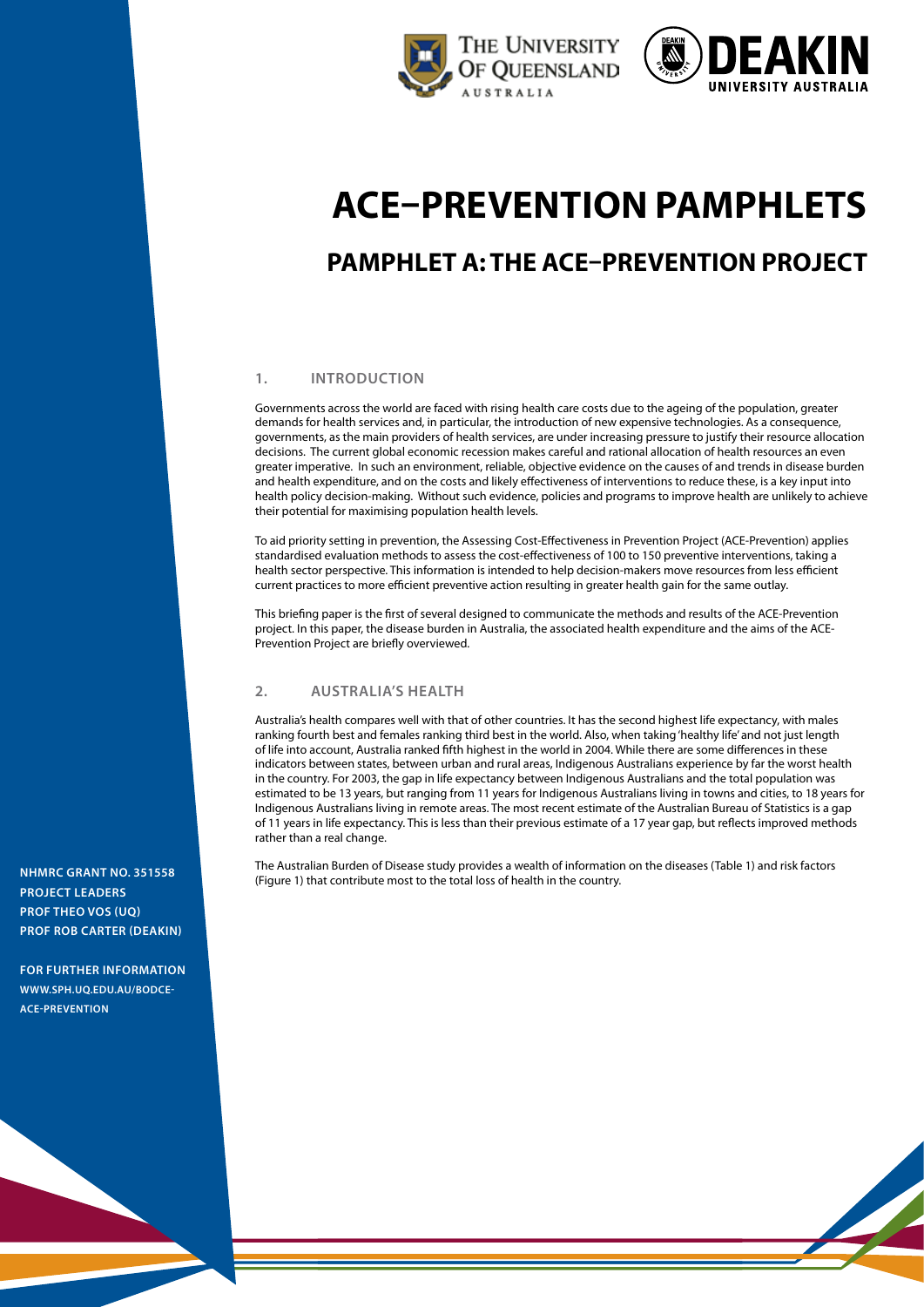// ACE–PREVENTION PAMPHLETS

# ACE–PREVENTION PAMPHLETS

## PAMPHLET A: THE ACE–PREVENTION PROJECT

### 1. INTRODUCTION

Governments across the world are faced with rising health care costs due to the ageing of the population, greater demands for health services and, in particular, the introduction of new expensive technologies. As a consequence, governments, as the main providers of health services, are under increasing pressure to justify their resource allocation decisions. The current global economic recession makes careful and rational allocation of health resources an even greater imperative. In such an environment, reliable, objective evidence on the causes of and trends in disease burden and health expenditure, and on the costs and likely effectiveness of interventions to reduce these, is a key input into health policy decision-making. Without such evidence, policies and programs to improve health are unlikely to achieve their potential for maximising population health levels.

To aid priority setting in prevention, the Assessing Cost-Effectiveness in Prevention Project (ACE-Prevention) applies standardised evaluation methods to assess the cost-effectiveness of 100 to 150 preventive interventions, taking a health sector perspective. This information is intended to help decision-makers move resources from less efficient current practices to more efficient preventive action resulting in greater health gain for the same outlay.

This briefing paper is the first of several designed to communicate the methods and results of the ACE-Prevention project. In this paper, the disease burden in Australia, the associated health expenditure and the aims of the ACE-Prevention Project are briefly overviewed.

### 2. AUSTRALIA'S HEALTH

Australia's health compares well with that of other countries. It has the second highest life expectancy, with males ranking fourth best and females ranking third best in the world. Also, when taking 'healthy life' and not just length of life into account, Australia ranked fifth highest in the world in 2004. While there are some differences in these indicators between states, between urban and rural areas, Indigenous Australians experience by far the worst health in the country. For 2003, the gap in life expectancy between Indigenous Australians and the total population was estimated to be 13 years, but ranging from 11 years for Indigenous Australians living in towns and cities, to 18 years for Indigenous Australians living in remote areas. The most recent estimate of the Australian Bureau of Statistics is a gap of 11 years in life expectancy. This is less than their previous estimate of a 17 year gap, but reflects improved methods rather than a real change.

The Australian Burden of Disease study provides a wealth of information on the diseases (Table 1) and risk factors (Figure 1) that contribute most to the total loss of health in the country.

**NHMRC GRANT NO. 351558**
**PROJECT LEADERS**
**PROF THEO VOS (UQ)**
**PROF ROB CARTER (DEAKIN)**

**FOR FURTHER INFORMATION**
**WWW.SPH.UQ.EDU.AU/BODCE-ACE-PREVENTION**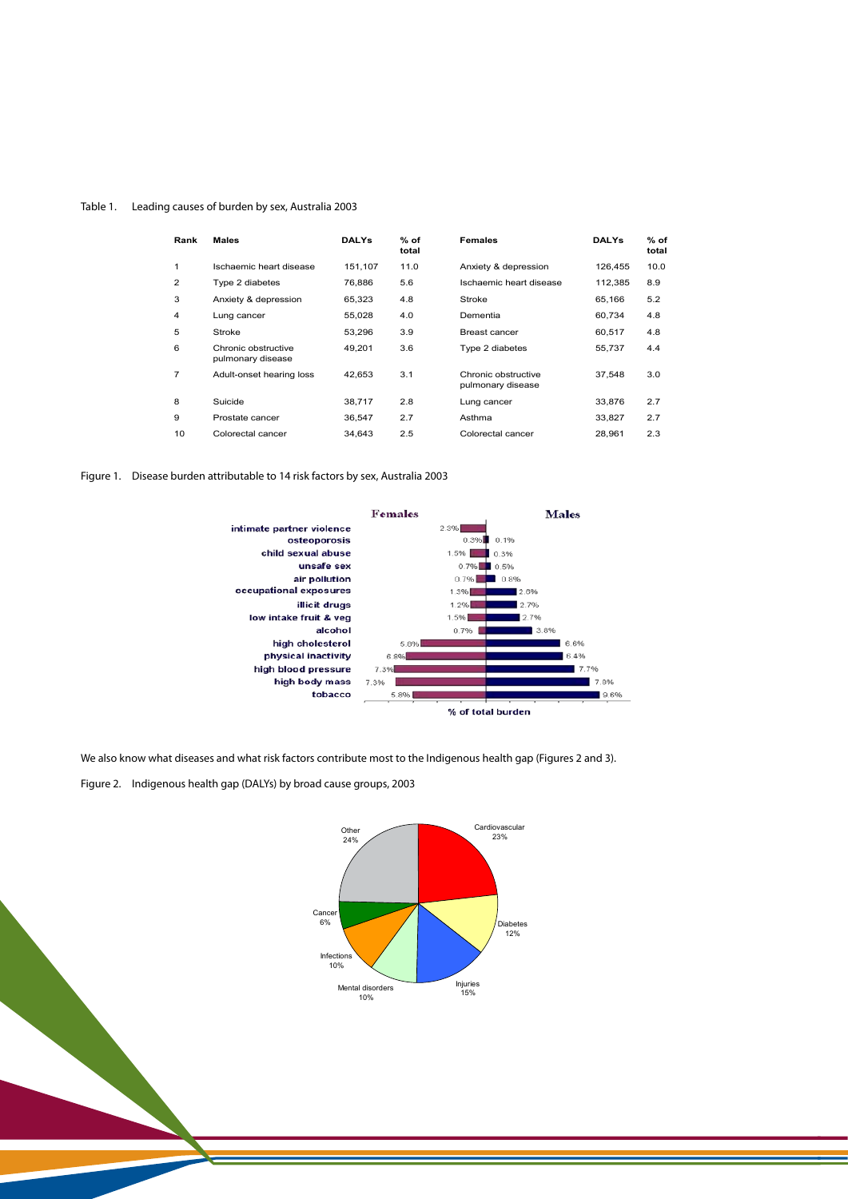Table 1. Leading causes of burden by sex, Australia 2003

| Rank | Males | DALYs | % of total | Females | DALYs | % of total |
|---|---|---|---|---|---|---|
| 1 | Ischaemic heart disease | 151,107 | 11.0 | Anxiety & depression | 126,455 | 10.0 |
| 2 | Type 2 diabetes | 76,886 | 5.6 | Ischaemic heart disease | 112,385 | 8.9 |
| 3 | Anxiety & depression | 65,323 | 4.8 | Stroke | 65,166 | 5.2 |
| 4 | Lung cancer | 55,028 | 4.0 | Dementia | 60,734 | 4.8 |
| 5 | Stroke | 53,296 | 3.9 | Breast cancer | 60,517 | 4.8 |
| 6 | Chronic obstructive pulmonary disease | 49,201 | 3.6 | Type 2 diabetes | 55,737 | 4.4 |
| 7 | Adult-onset hearing loss | 42,653 | 3.1 | Chronic obstructive pulmonary disease | 37,548 | 3.0 |
| 8 | Suicide | 38,717 | 2.8 | Lung cancer | 33,876 | 2.7 |
| 9 | Prostate cancer | 36,547 | 2.7 | Asthma | 33,827 | 2.7 |
| 10 | Colorectal cancer | 34,643 | 2.5 | Colorectal cancer | 28,961 | 2.3 |

Figure 1. Disease burden attributable to 14 risk factors by sex, Australia 2003

| Risk factor | Females | Males |
|---|---|---|
| intimate partner violence | 2.3% | |
| osteoporosis | 0.3% | 0.1% |
| child sexual abuse | 1.5% | 0.3% |
| unsafe sex | 0.7% | 0.5% |
| air pollution | 0.7% | 0.8% |
| occupational exposures | 1.3% | 2.6% |
| illicit drugs | 1.2% | 2.7% |
| low intake fruit & veg | 1.5% | 2.7% |
| alcohol | 0.7% | 3.8% |
| high cholesterol | 5.6% | 6.6% |
| physical inactivity | 6.8% | 6.4% |
| high blood pressure | 7.3% | 7.7% |
| high body mass | 7.3% | 7.8% |
| tobacco | 5.8% | 9.6% |

% of total burden

We also know what diseases and what risk factors contribute most to the Indigenous health gap (Figures 2 and 3).

Figure 2. Indigenous health gap (DALYs) by broad cause groups, 2003

| Cause group | % |
|---|---|
| Cardiovascular | 23% |
| Diabetes | 12% |
| Injuries | 15% |
| Mental disorders | 10% |
| Infections | 10% |
| Cancer | 6% |
| Other | 24% |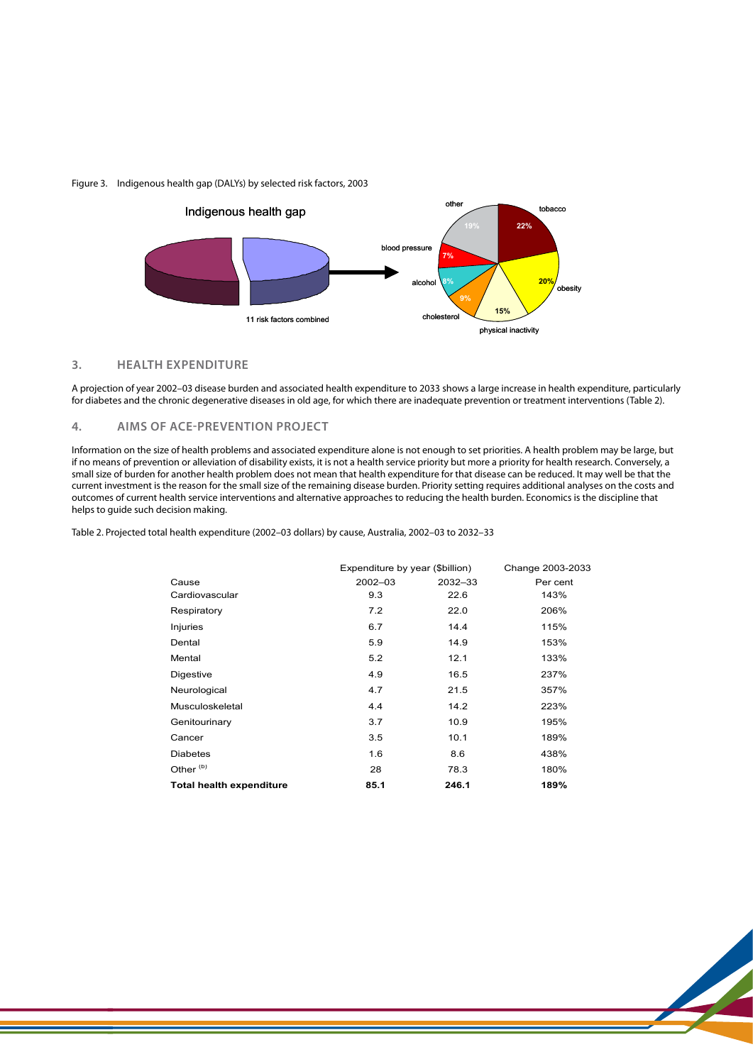Figure 3. Indigenous health gap (DALYs) by selected risk factors, 2003

## 3. HEALTH EXPENDITURE

A projection of year 2002–03 disease burden and associated health expenditure to 2033 shows a large increase in health expenditure, particularly for diabetes and the chronic degenerative diseases in old age, for which there are inadequate prevention or treatment interventions (Table 2).

## 4. AIMS OF ACE-PREVENTION PROJECT

Information on the size of health problems and associated expenditure alone is not enough to set priorities. A health problem may be large, but if no means of prevention or alleviation of disability exists, it is not a health service priority but more a priority for health research. Conversely, a small size of burden for another health problem does not mean that health expenditure for that disease can be reduced. It may well be that the current investment is the reason for the small size of the remaining disease burden. Priority setting requires additional analyses on the costs and outcomes of current health service interventions and alternative approaches to reducing the health burden. Economics is the discipline that helps to guide such decision making.

Table 2. Projected total health expenditure (2002–03 dollars) by cause, Australia, 2002–03 to 2032–33

| | Expenditure by year ($billion) | | Change 2003-2033 |
|---|---|---|---|
| Cause | 2002–03 | 2032–33 | Per cent |
| Cardiovascular | 9.3 | 22.6 | 143% |
| Respiratory | 7.2 | 22.0 | 206% |
| Injuries | 6.7 | 14.4 | 115% |
| Dental | 5.9 | 14.9 | 153% |
| Mental | 5.2 | 12.1 | 133% |
| Digestive | 4.9 | 16.5 | 237% |
| Neurological | 4.7 | 21.5 | 357% |
| Musculoskeletal | 4.4 | 14.2 | 223% |
| Genitourinary | 3.7 | 10.9 | 195% |
| Cancer | 3.5 | 10.1 | 189% |
| Diabetes | 1.6 | 8.6 | 438% |
| Other [(b)] | 28 | 78.3 | 180% |
| **Total health expenditure** | **85.1** | **246.1** | **189%** |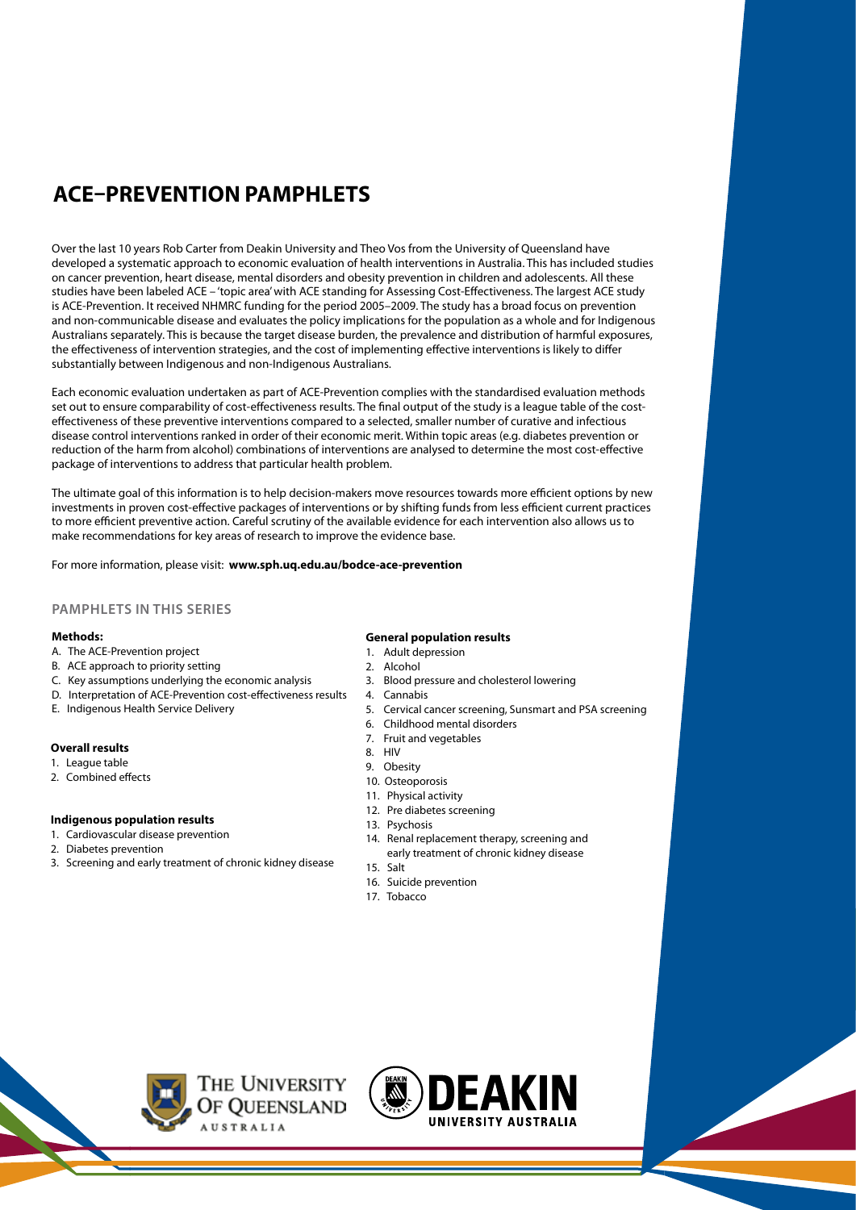# ACE–PREVENTION PAMPHLETS

Over the last 10 years Rob Carter from Deakin University and Theo Vos from the University of Queensland have developed a systematic approach to economic evaluation of health interventions in Australia. This has included studies on cancer prevention, heart disease, mental disorders and obesity prevention in children and adolescents. All these studies have been labeled ACE – 'topic area' with ACE standing for Assessing Cost-Effectiveness. The largest ACE study is ACE-Prevention. It received NHMRC funding for the period 2005–2009. The study has a broad focus on prevention and non-communicable disease and evaluates the policy implications for the population as a whole and for Indigenous Australians separately. This is because the target disease burden, the prevalence and distribution of harmful exposures, the effectiveness of intervention strategies, and the cost of implementing effective interventions is likely to differ substantially between Indigenous and non-Indigenous Australians.

Each economic evaluation undertaken as part of ACE-Prevention complies with the standardised evaluation methods set out to ensure comparability of cost-effectiveness results. The final output of the study is a league table of the cost-effectiveness of these preventive interventions compared to a selected, smaller number of curative and infectious disease control interventions ranked in order of their economic merit. Within topic areas (e.g. diabetes prevention or reduction of the harm from alcohol) combinations of interventions are analysed to determine the most cost-effective package of interventions to address that particular health problem.

The ultimate goal of this information is to help decision-makers move resources towards more efficient options by new investments in proven cost-effective packages of interventions or by shifting funds from less efficient current practices to more efficient preventive action. Careful scrutiny of the available evidence for each intervention also allows us to make recommendations for key areas of research to improve the evidence base.

For more information, please visit: **www.sph.uq.edu.au/bodce-ace-prevention**

## PAMPHLETS IN THIS SERIES

**Methods:**

A. The ACE-Prevention project
B. ACE approach to priority setting
C. Key assumptions underlying the economic analysis
D. Interpretation of ACE-Prevention cost-effectiveness results
E. Indigenous Health Service Delivery

**Overall results**

1. League table
2. Combined effects

**Indigenous population results**

1. Cardiovascular disease prevention
2. Diabetes prevention
3. Screening and early treatment of chronic kidney disease

**General population results**

1. Adult depression
2. Alcohol
3. Blood pressure and cholesterol lowering
4. Cannabis
5. Cervical cancer screening, Sunsmart and PSA screening
6. Childhood mental disorders
7. Fruit and vegetables
8. HIV
9. Obesity
10. Osteoporosis
11. Physical activity
12. Pre diabetes screening
13. Psychosis
14. Renal replacement therapy, screening and early treatment of chronic kidney disease
15. Salt
16. Suicide prevention
17. Tobacco

THE UNIVERSITY OF QUEENSLAND AUSTRALIA

DEAKIN UNIVERSITY AUSTRALIA